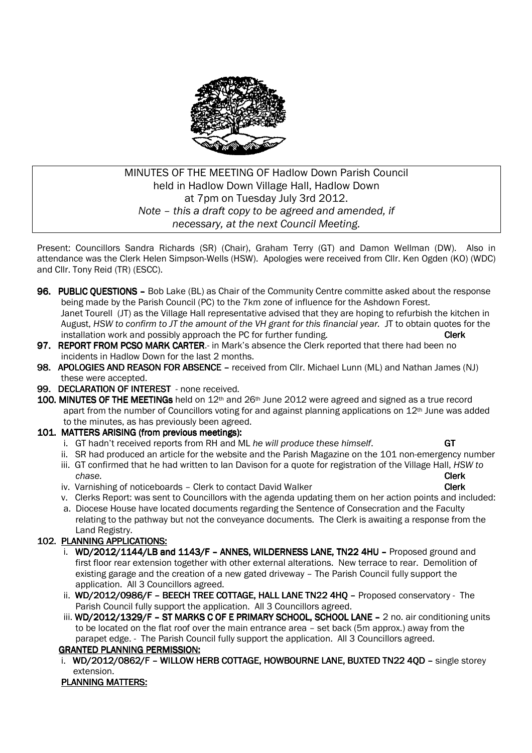MINUTES OF THE MEETING OF Hadlow Down Parish Council held in Hadlow Down Village Hall, Hadlow Down at 7pm on Tuesday July 3rd 2012.
*Note – this a draft copy to be agreed and amended, if necessary, at the next Council Meeting.*

Present: Councillors Sandra Richards (SR) (Chair), Graham Terry (GT) and Damon Wellman (DW). Also in attendance was the Clerk Helen Simpson-Wells (HSW). Apologies were received from Cllr. Ken Ogden (KO) (WDC) and Cllr. Tony Reid (TR) (ESCC).

**96. PUBLIC QUESTIONS –** Bob Lake (BL) as Chair of the Community Centre committe asked about the response being made by the Parish Council (PC) to the 7km zone of influence for the Ashdown Forest. Janet Tourell (JT) as the Village Hall representative advised that they are hoping to refurbish the kitchen in August, *HSW to confirm to JT the amount of the VH grant for this financial year.* JT to obtain quotes for the installation work and possibly approach the PC for further funding. **Clerk**

**97. REPORT FROM PCSO MARK CARTER**.- in Mark's absence the Clerk reported that there had been no incidents in Hadlow Down for the last 2 months.

**98. APOLOGIES AND REASON FOR ABSENCE –** received from Cllr. Michael Lunn (ML) and Nathan James (NJ) these were accepted.

**99. DECLARATION OF INTEREST** - none received.

**100. MINUTES OF THE MEETINGs** held on 12th and 26th June 2012 were agreed and signed as a true record apart from the number of Councillors voting for and against planning applications on 12th June was added to the minutes, as has previously been agreed.

**101. MATTERS ARISING (from previous meetings):**

i. GT hadn't received reports from RH and ML *he will produce these himself*. **GT**
ii. SR had produced an article for the website and the Parish Magazine on the 101 non-emergency number
iii. GT confirmed that he had written to Ian Davison for a quote for registration of the Village Hall, *HSW to chase.* **Clerk**
iv. Varnishing of noticeboards – Clerk to contact David Walker **Clerk**
v. Clerks Report: was sent to Councillors with the agenda updating them on her action points and included:
a. Diocese House have located documents regarding the Sentence of Consecration and the Faculty relating to the pathway but not the conveyance documents. The Clerk is awaiting a response from the Land Registry.

**102. PLANNING APPLICATIONS:**

i. **WD/2012/1144/LB and 1143/F – ANNES, WILDERNESS LANE, TN22 4HU –** Proposed ground and first floor rear extension together with other external alterations. New terrace to rear. Demolition of existing garage and the creation of a new gated driveway – The Parish Council fully support the application. All 3 Councillors agreed.
ii. **WD/2012/0986/F – BEECH TREE COTTAGE, HALL LANE TN22 4HQ –** Proposed conservatory - The Parish Council fully support the application. All 3 Councillors agreed.
iii. **WD/2012/1329/F – ST MARKS C OF E PRIMARY SCHOOL, SCHOOL LANE –** 2 no. air conditioning units to be located on the flat roof over the main entrance area – set back (5m approx.) away from the parapet edge. - The Parish Council fully support the application. All 3 Councillors agreed.

**GRANTED PLANNING PERMISSION:**

i. **WD/2012/0862/F – WILLOW HERB COTTAGE, HOWBOURNE LANE, BUXTED TN22 4QD –** single storey extension.

**PLANNING MATTERS:**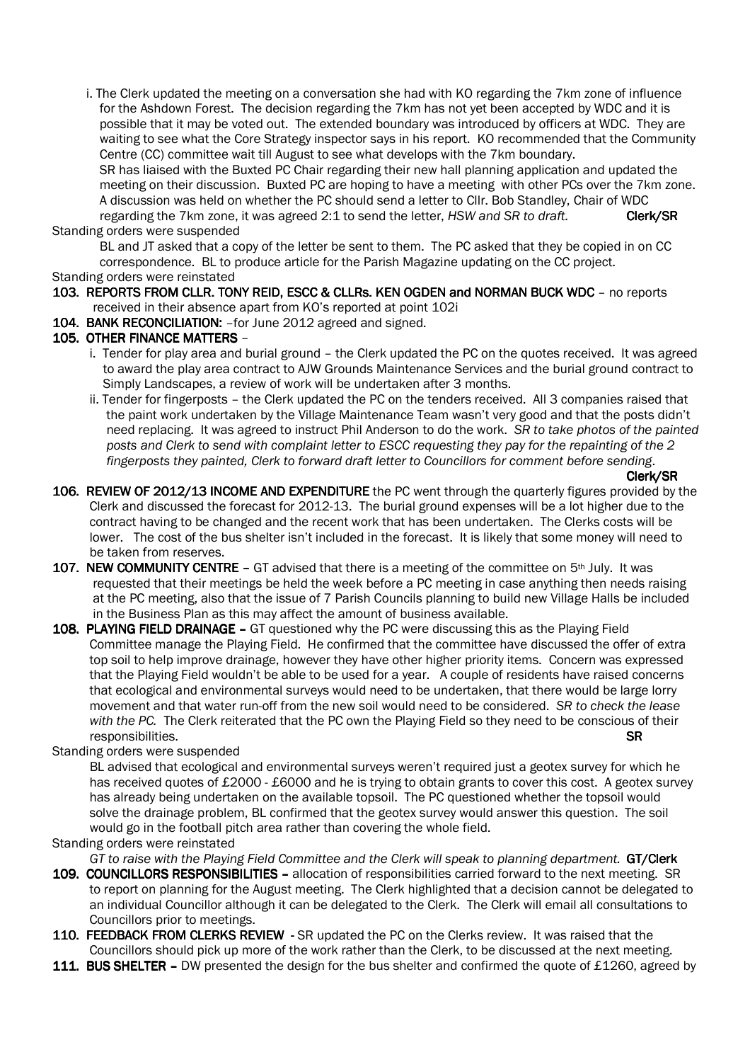i. The Clerk updated the meeting on a conversation she had with KO regarding the 7km zone of influence for the Ashdown Forest. The decision regarding the 7km has not yet been accepted by WDC and it is possible that it may be voted out. The extended boundary was introduced by officers at WDC. They are waiting to see what the Core Strategy inspector says in his report. KO recommended that the Community Centre (CC) committee wait till August to see what develops with the 7km boundary.
SR has liaised with the Buxted PC Chair regarding their new hall planning application and updated the meeting on their discussion. Buxted PC are hoping to have a meeting with other PCs over the 7km zone. A discussion was held on whether the PC should send a letter to Cllr. Bob Standley, Chair of WDC regarding the 7km zone, it was agreed 2:1 to send the letter, *HSW and SR to draft.* **Clerk/SR**

Standing orders were suspended

BL and JT asked that a copy of the letter be sent to them. The PC asked that they be copied in on CC correspondence. BL to produce article for the Parish Magazine updating on the CC project.

Standing orders were reinstated

**103. REPORTS FROM CLLR. TONY REID, ESCC & CLLRs. KEN OGDEN and NORMAN BUCK WDC** – no reports received in their absence apart from KO's reported at point 102i

**104. BANK RECONCILIATION:** –for June 2012 agreed and signed.

**105. OTHER FINANCE MATTERS** –

i. Tender for play area and burial ground – the Clerk updated the PC on the quotes received. It was agreed to award the play area contract to AJW Grounds Maintenance Services and the burial ground contract to Simply Landscapes, a review of work will be undertaken after 3 months.

ii. Tender for fingerposts – the Clerk updated the PC on the tenders received. All 3 companies raised that the paint work undertaken by the Village Maintenance Team wasn't very good and that the posts didn't need replacing. It was agreed to instruct Phil Anderson to do the work. *SR to take photos of the painted posts and Clerk to send with complaint letter to ESCC requesting they pay for the repainting of the 2 fingerposts they painted, Clerk to forward draft letter to Councillors for comment before sending.* **Clerk/SR**

**106. REVIEW OF 2012/13 INCOME AND EXPENDITURE** the PC went through the quarterly figures provided by the Clerk and discussed the forecast for 2012-13. The burial ground expenses will be a lot higher due to the contract having to be changed and the recent work that has been undertaken. The Clerks costs will be lower. The cost of the bus shelter isn't included in the forecast. It is likely that some money will need to be taken from reserves.

**107. NEW COMMUNITY CENTRE** – GT advised that there is a meeting of the committee on 5th July. It was requested that their meetings be held the week before a PC meeting in case anything then needs raising at the PC meeting, also that the issue of 7 Parish Councils planning to build new Village Halls be included in the Business Plan as this may affect the amount of business available.

**108. PLAYING FIELD DRAINAGE** – GT questioned why the PC were discussing this as the Playing Field Committee manage the Playing Field. He confirmed that the committee have discussed the offer of extra top soil to help improve drainage, however they have other higher priority items. Concern was expressed that the Playing Field wouldn't be able to be used for a year. A couple of residents have raised concerns that ecological and environmental surveys would need to be undertaken, that there would be large lorry movement and that water run-off from the new soil would need to be considered. *SR to check the lease with the PC.* The Clerk reiterated that the PC own the Playing Field so they need to be conscious of their responsibilities. **SR**

Standing orders were suspended

BL advised that ecological and environmental surveys weren't required just a geotex survey for which he has received quotes of £2000 - £6000 and he is trying to obtain grants to cover this cost. A geotex survey has already being undertaken on the available topsoil. The PC questioned whether the topsoil would solve the drainage problem, BL confirmed that the geotex survey would answer this question. The soil would go in the football pitch area rather than covering the whole field.

Standing orders were reinstated

*GT to raise with the Playing Field Committee and the Clerk will speak to planning department.* **GT/Clerk**

**109. COUNCILLORS RESPONSIBILITIES** – allocation of responsibilities carried forward to the next meeting. SR to report on planning for the August meeting. The Clerk highlighted that a decision cannot be delegated to an individual Councillor although it can be delegated to the Clerk. The Clerk will email all consultations to Councillors prior to meetings.

**110. FEEDBACK FROM CLERKS REVIEW** - SR updated the PC on the Clerks review. It was raised that the Councillors should pick up more of the work rather than the Clerk, to be discussed at the next meeting.

**111. BUS SHELTER** – DW presented the design for the bus shelter and confirmed the quote of £1260, agreed by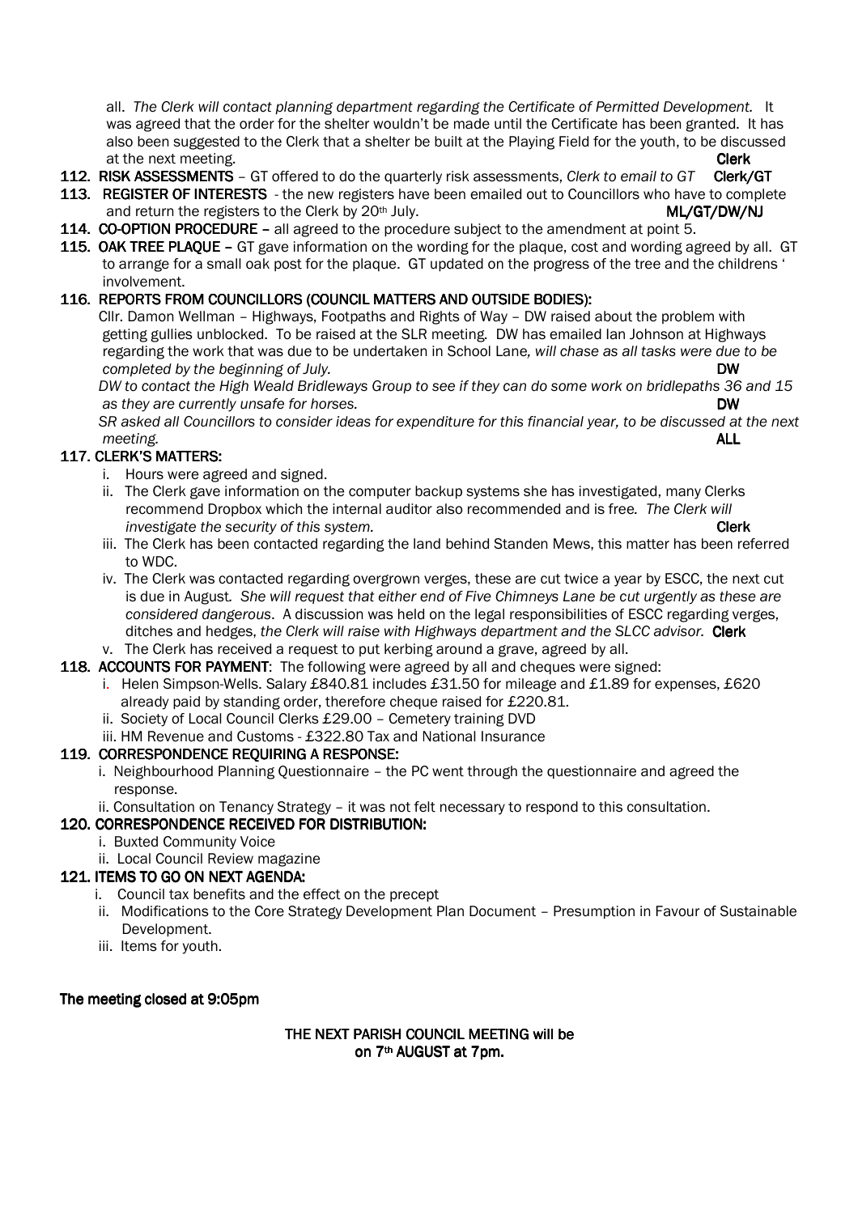all. *The Clerk will contact planning department regarding the Certificate of Permitted Development.* It was agreed that the order for the shelter wouldn't be made until the Certificate has been granted. It has also been suggested to the Clerk that a shelter be built at the Playing Field for the youth, to be discussed at the next meeting. **Clerk**

**112. RISK ASSESSMENTS** – GT offered to do the quarterly risk assessments, *Clerk to email to GT* **Clerk/GT**

**113. REGISTER OF INTERESTS** - the new registers have been emailed out to Councillors who have to complete and return the registers to the Clerk by 20th July. **ML/GT/DW/NJ**

**114. CO-OPTION PROCEDURE** – all agreed to the procedure subject to the amendment at point 5.

**115. OAK TREE PLAQUE** – GT gave information on the wording for the plaque, cost and wording agreed by all. GT to arrange for a small oak post for the plaque. GT updated on the progress of the tree and the childrens ' involvement.

**116. REPORTS FROM COUNCILLORS (COUNCIL MATTERS AND OUTSIDE BODIES):**

Cllr. Damon Wellman – Highways, Footpaths and Rights of Way – DW raised about the problem with getting gullies unblocked. To be raised at the SLR meeting. DW has emailed Ian Johnson at Highways regarding the work that was due to be undertaken in School Lane*, will chase as all tasks were due to be completed by the beginning of July.* **DW**

*DW to contact the High Weald Bridleways Group to see if they can do some work on bridlepaths 36 and 15 as they are currently unsafe for horses.* **DW**

*SR asked all Councillors to consider ideas for expenditure for this financial year, to be discussed at the next meeting.* **ALL**

**117. CLERK'S MATTERS:**

i. Hours were agreed and signed.

ii. The Clerk gave information on the computer backup systems she has investigated, many Clerks recommend Dropbox which the internal auditor also recommended and is free. *The Clerk will investigate the security of this system.* **Clerk**

iii. The Clerk has been contacted regarding the land behind Standen Mews, this matter has been referred to WDC.

iv. The Clerk was contacted regarding overgrown verges, these are cut twice a year by ESCC, the next cut is due in August. *She will request that either end of Five Chimneys Lane be cut urgently as these are considered dangerous*. A discussion was held on the legal responsibilities of ESCC regarding verges, ditches and hedges, *the Clerk will raise with Highways department and the SLCC advisor.* **Clerk**

v. The Clerk has received a request to put kerbing around a grave, agreed by all.

**118. ACCOUNTS FOR PAYMENT**: The following were agreed by all and cheques were signed:

i. Helen Simpson-Wells. Salary £840.81 includes £31.50 for mileage and £1.89 for expenses, £620 already paid by standing order, therefore cheque raised for £220.81.

ii. Society of Local Council Clerks £29.00 – Cemetery training DVD

iii. HM Revenue and Customs - £322.80 Tax and National Insurance

**119. CORRESPONDENCE REQUIRING A RESPONSE:**

i. Neighbourhood Planning Questionnaire – the PC went through the questionnaire and agreed the response.

ii. Consultation on Tenancy Strategy – it was not felt necessary to respond to this consultation.

**120. CORRESPONDENCE RECEIVED FOR DISTRIBUTION:**

i. Buxted Community Voice

ii. Local Council Review magazine

**121. ITEMS TO GO ON NEXT AGENDA:**

i. Council tax benefits and the effect on the precept

ii. Modifications to the Core Strategy Development Plan Document – Presumption in Favour of Sustainable Development.

iii. Items for youth.

**The meeting closed at 9:05pm**

**THE NEXT PARISH COUNCIL MEETING will be on 7th AUGUST at 7pm.**